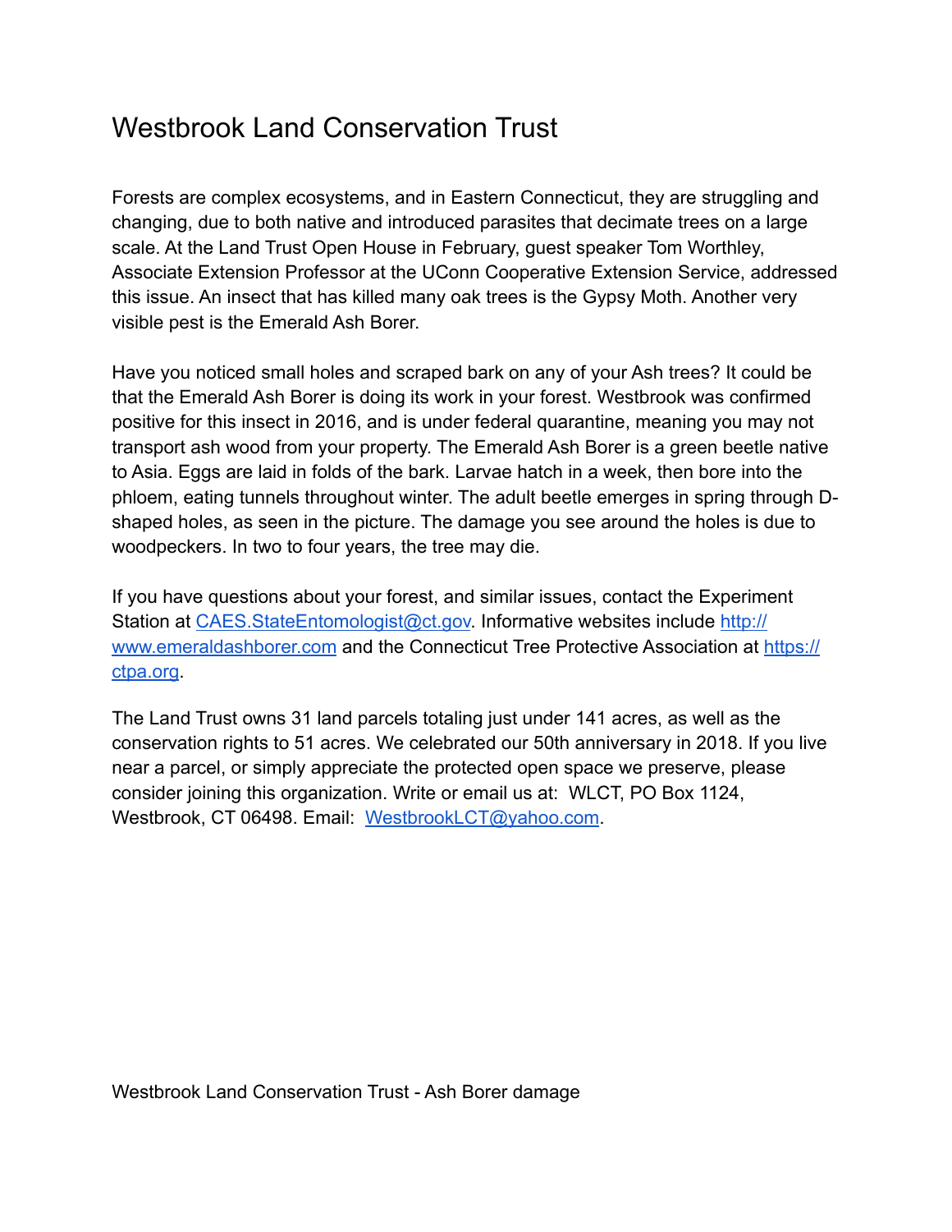# Westbrook Land Conservation Trust

Forests are complex ecosystems, and in Eastern Connecticut, they are struggling and changing, due to both native and introduced parasites that decimate trees on a large scale. At the Land Trust Open House in February, guest speaker Tom Worthley, Associate Extension Professor at the UConn Cooperative Extension Service, addressed this issue. An insect that has killed many oak trees is the Gypsy Moth. Another very visible pest is the Emerald Ash Borer.

Have you noticed small holes and scraped bark on any of your Ash trees? It could be that the Emerald Ash Borer is doing its work in your forest. Westbrook was confirmed positive for this insect in 2016, and is under federal quarantine, meaning you may not transport ash wood from your property. The Emerald Ash Borer is a green beetle native to Asia. Eggs are laid in folds of the bark. Larvae hatch in a week, then bore into the phloem, eating tunnels throughout winter. The adult beetle emerges in spring through D-shaped holes, as seen in the picture. The damage you see around the holes is due to woodpeckers. In two to four years, the tree may die.

If you have questions about your forest, and similar issues, contact the Experiment Station at [CAES.StateEntomologist@ct.gov](mailto:CAES.StateEntomologist@ct.gov). Informative websites include [http://www.emeraldashborer.com](http://www.emeraldashborer.com) and the Connecticut Tree Protective Association at [https://ctpa.org](https://ctpa.org).

The Land Trust owns 31 land parcels totaling just under 141 acres, as well as the conservation rights to 51 acres. We celebrated our 50th anniversary in 2018. If you live near a parcel, or simply appreciate the protected open space we preserve, please consider joining this organization. Write or email us at: WLCT, PO Box 1124, Westbrook, CT 06498. Email: [WestbrookLCT@yahoo.com](mailto:WestbrookLCT@yahoo.com).

Westbrook Land Conservation Trust - Ash Borer damage